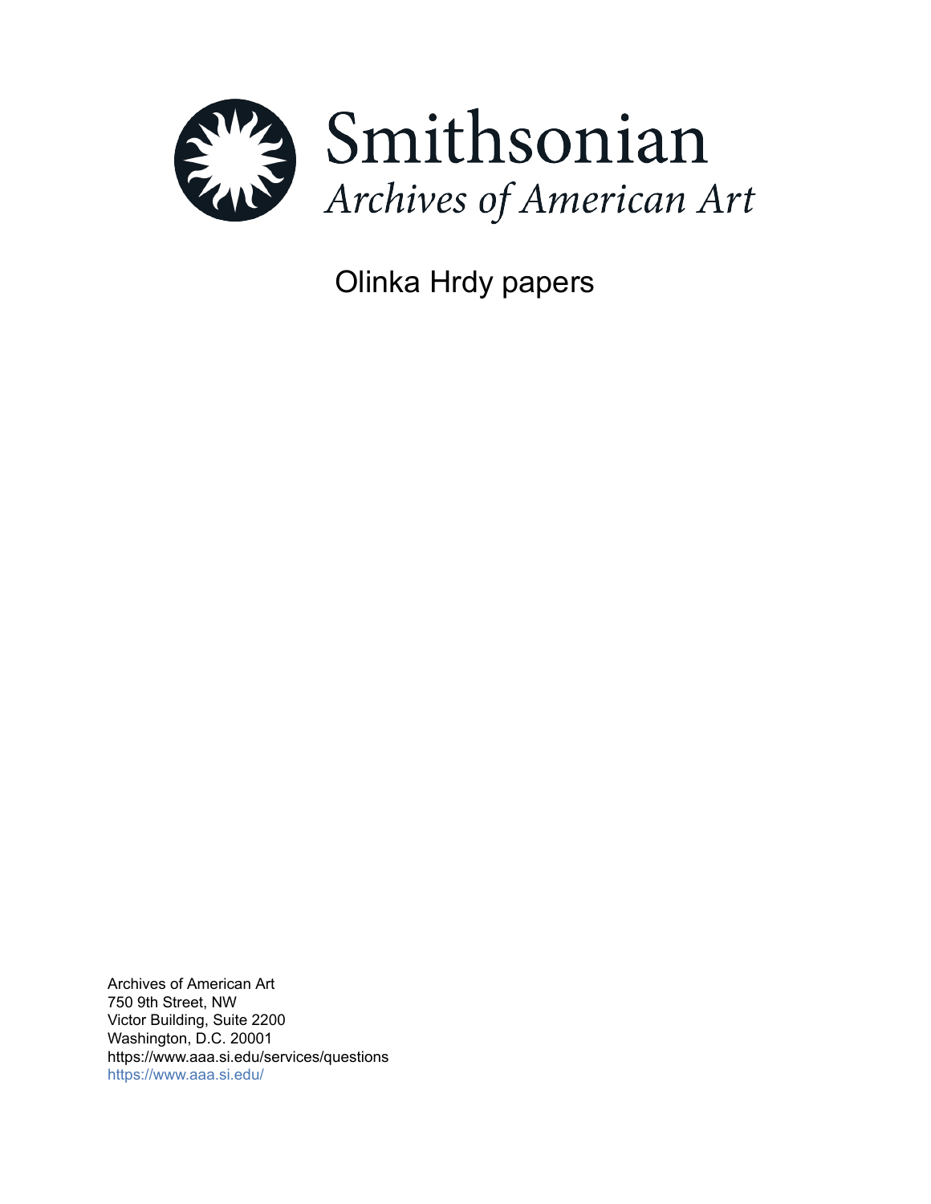# Smithsonian

*Archives of American Art*

## Olinka Hrdy papers

Archives of American Art
750 9th Street, NW
Victor Building, Suite 2200
Washington, D.C. 20001
https://www.aaa.si.edu/services/questions
https://www.aaa.si.edu/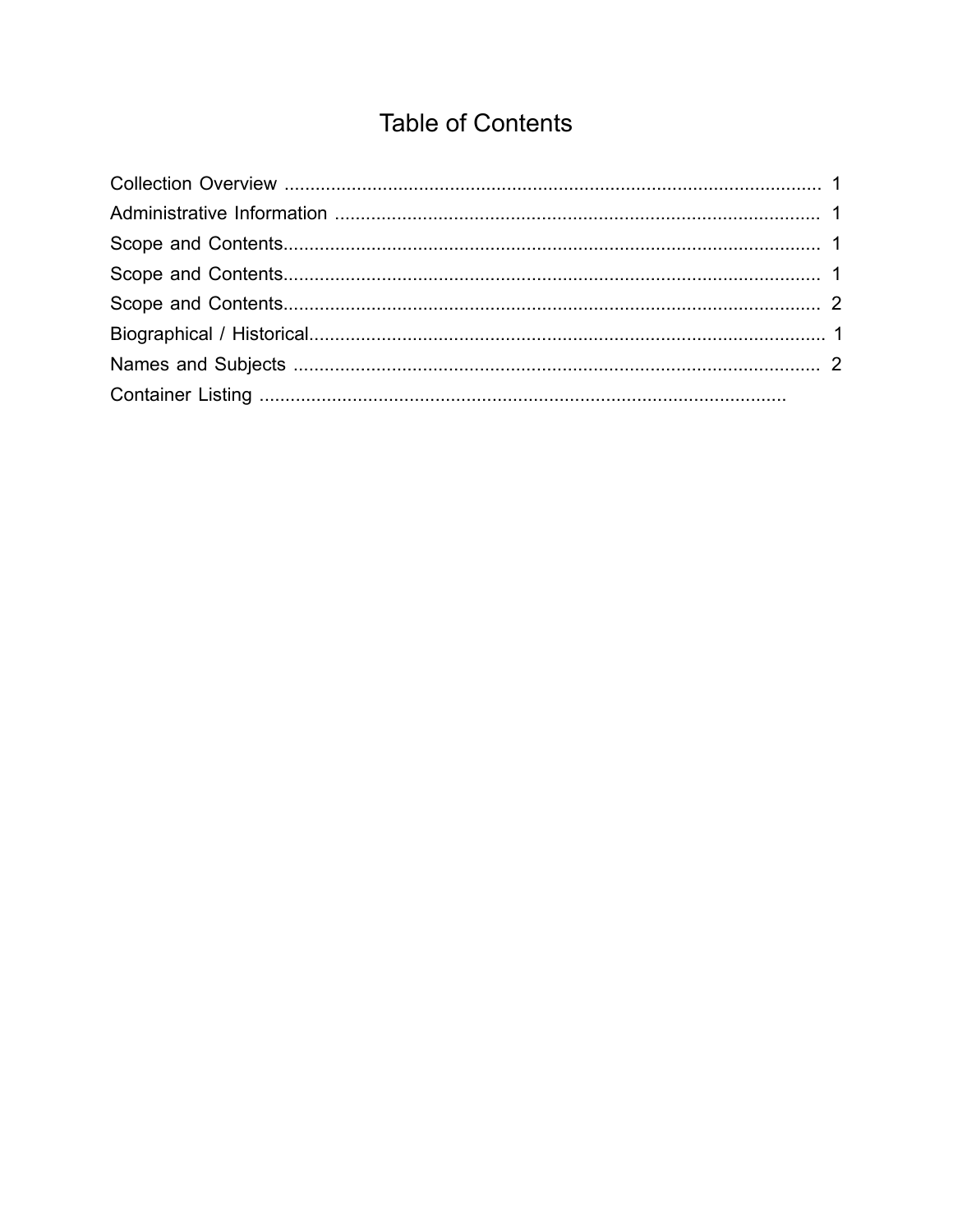# Table of Contents

Collection Overview ........................................................................................................ 1
Administrative Information ............................................................................................. 1
Scope and Contents........................................................................................................ 1
Scope and Contents........................................................................................................ 1
Scope and Contents........................................................................................................ 2
Biographical / Historical................................................................................................... 1
Names and Subjects ...................................................................................................... 2
Container Listing ......................................................................................................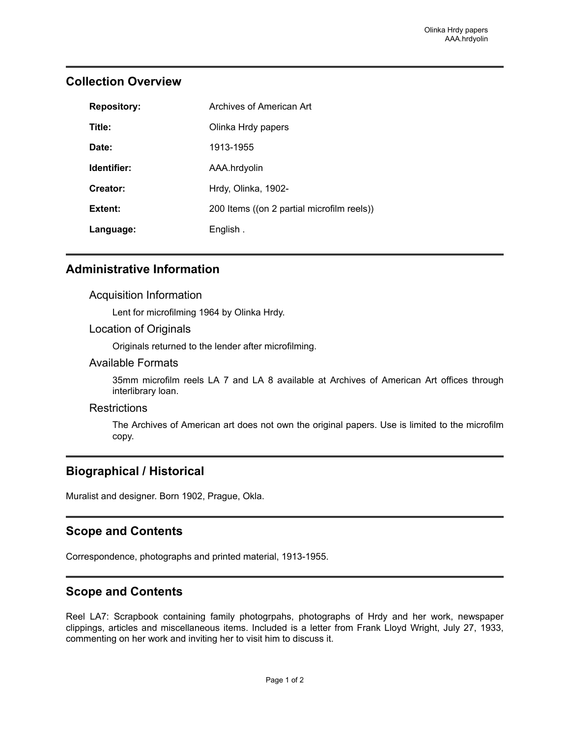## Collection Overview

| | |
|---|---|
| **Repository:** | Archives of American Art |
| **Title:** | Olinka Hrdy papers |
| **Date:** | 1913-1955 |
| **Identifier:** | AAA.hrdyolin |
| **Creator:** | Hrdy, Olinka, 1902- |
| **Extent:** | 200 Items ((on 2 partial microfilm reels)) |
| **Language:** | English . |

## Administrative Information

### Acquisition Information

Lent for microfilming 1964 by Olinka Hrdy.

### Location of Originals

Originals returned to the lender after microfilming.

### Available Formats

35mm microfilm reels LA 7 and LA 8 available at Archives of American Art offices through interlibrary loan.

### Restrictions

The Archives of American art does not own the original papers. Use is limited to the microfilm copy.

## Biographical / Historical

Muralist and designer. Born 1902, Prague, Okla.

## Scope and Contents

Correspondence, photographs and printed material, 1913-1955.

## Scope and Contents

Reel LA7: Scrapbook containing family photogrpahs, photographs of Hrdy and her work, newspaper clippings, articles and miscellaneous items. Included is a letter from Frank Lloyd Wright, July 27, 1933, commenting on her work and inviting her to visit him to discuss it.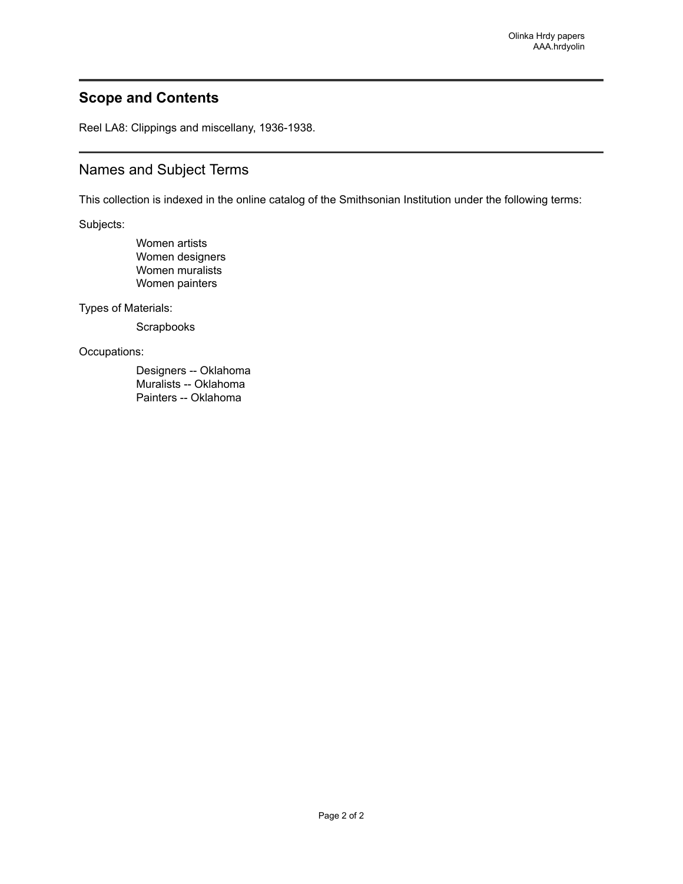## Scope and Contents

Reel LA8: Clippings and miscellany, 1936-1938.

## Names and Subject Terms

This collection is indexed in the online catalog of the Smithsonian Institution under the following terms:

Subjects:

- Women artists
- Women designers
- Women muralists
- Women painters

Types of Materials:

- Scrapbooks

Occupations:

- Designers -- Oklahoma
- Muralists -- Oklahoma
- Painters -- Oklahoma